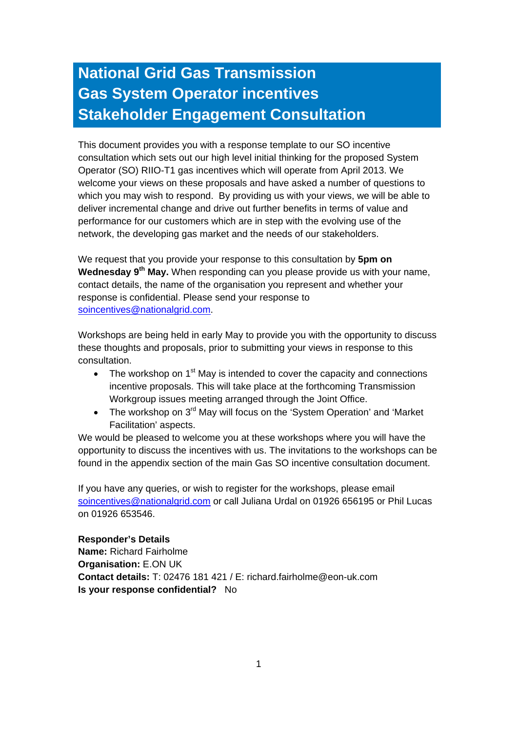# National Grid Gas Transmission Gas System Operator incentives Stakeholder Engagement Consultation

This document provides you with a response template to our SO incentive consultation which sets out our high level initial thinking for the proposed System Operator (SO) RIIO-T1 gas incentives which will operate from April 2013. We welcome your views on these proposals and have asked a number of questions to which you may wish to respond. By providing us with your views, we will be able to deliver incremental change and drive out further benefits in terms of value and performance for our customers which are in step with the evolving use of the network, the developing gas market and the needs of our stakeholders.

We request that you provide your response to this consultation by **5pm on Wednesday 9th May.** When responding can you please provide us with your name, contact details, the name of the organisation you represent and whether your response is confidential. Please send your response to soincentives@nationalgrid.com.

Workshops are being held in early May to provide you with the opportunity to discuss these thoughts and proposals, prior to submitting your views in response to this consultation.

- The workshop on 1st May is intended to cover the capacity and connections incentive proposals. This will take place at the forthcoming Transmission Workgroup issues meeting arranged through the Joint Office.
- The workshop on 3rd May will focus on the 'System Operation' and 'Market Facilitation' aspects.

We would be pleased to welcome you at these workshops where you will have the opportunity to discuss the incentives with us. The invitations to the workshops can be found in the appendix section of the main Gas SO incentive consultation document.

If you have any queries, or wish to register for the workshops, please email soincentives@nationalgrid.com or call Juliana Urdal on 01926 656195 or Phil Lucas on 01926 653546.

**Responder's Details**
**Name:** Richard Fairholme
**Organisation:** E.ON UK
**Contact details:** T: 02476 181 421 / E: richard.fairholme@eon-uk.com
**Is your response confidential?** No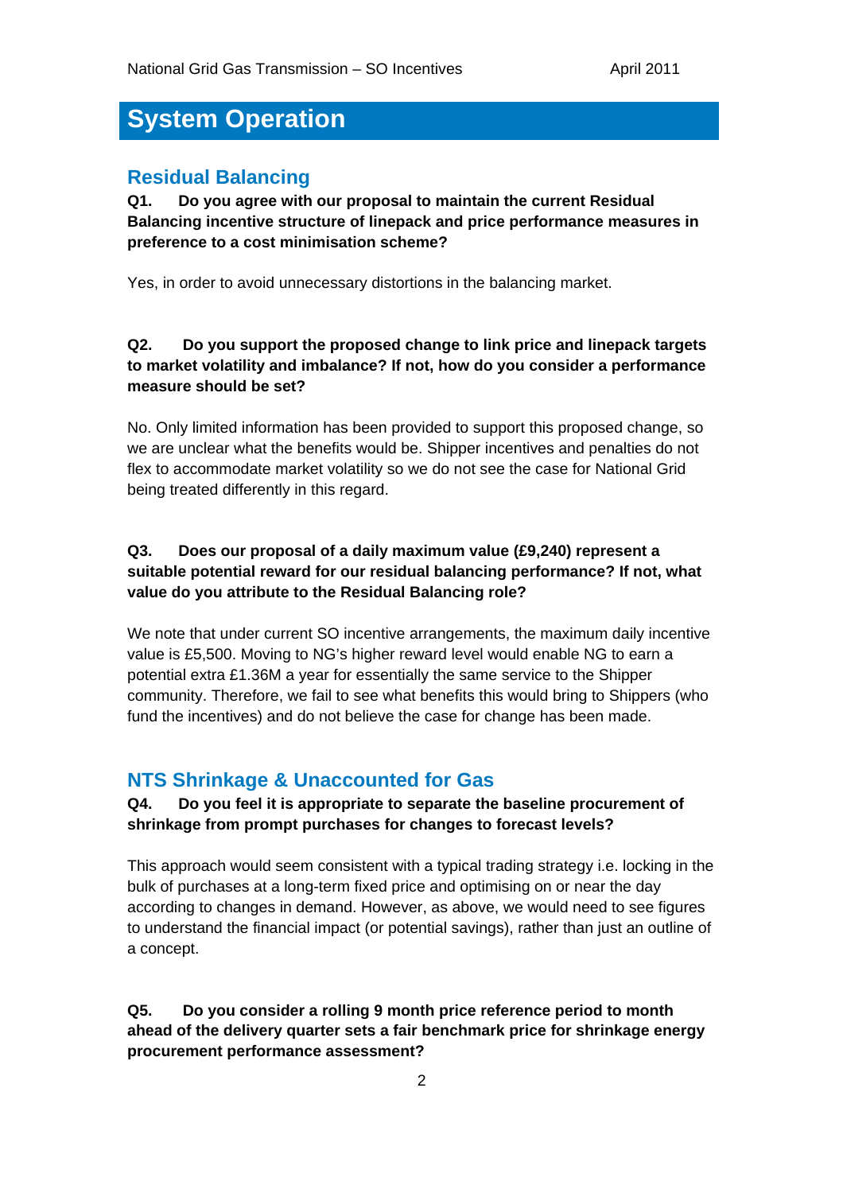# System Operation

## Residual Balancing

**Q1. Do you agree with our proposal to maintain the current Residual Balancing incentive structure of linepack and price performance measures in preference to a cost minimisation scheme?**

Yes, in order to avoid unnecessary distortions in the balancing market.

**Q2. Do you support the proposed change to link price and linepack targets to market volatility and imbalance? If not, how do you consider a performance measure should be set?**

No. Only limited information has been provided to support this proposed change, so we are unclear what the benefits would be. Shipper incentives and penalties do not flex to accommodate market volatility so we do not see the case for National Grid being treated differently in this regard.

**Q3. Does our proposal of a daily maximum value (£9,240) represent a suitable potential reward for our residual balancing performance? If not, what value do you attribute to the Residual Balancing role?**

We note that under current SO incentive arrangements, the maximum daily incentive value is £5,500. Moving to NG's higher reward level would enable NG to earn a potential extra £1.36M a year for essentially the same service to the Shipper community. Therefore, we fail to see what benefits this would bring to Shippers (who fund the incentives) and do not believe the case for change has been made.

## NTS Shrinkage & Unaccounted for Gas

**Q4. Do you feel it is appropriate to separate the baseline procurement of shrinkage from prompt purchases for changes to forecast levels?**

This approach would seem consistent with a typical trading strategy i.e. locking in the bulk of purchases at a long-term fixed price and optimising on or near the day according to changes in demand. However, as above, we would need to see figures to understand the financial impact (or potential savings), rather than just an outline of a concept.

**Q5. Do you consider a rolling 9 month price reference period to month ahead of the delivery quarter sets a fair benchmark price for shrinkage energy procurement performance assessment?**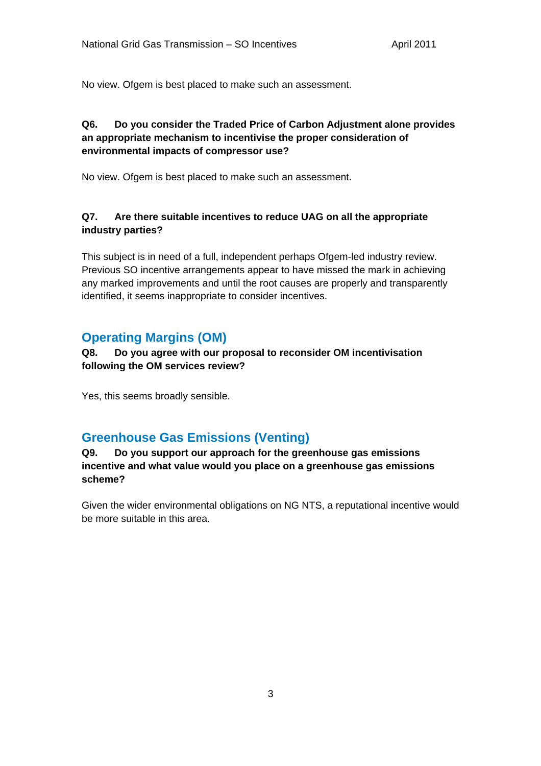No view. Ofgem is best placed to make such an assessment.

**Q6. Do you consider the Traded Price of Carbon Adjustment alone provides an appropriate mechanism to incentivise the proper consideration of environmental impacts of compressor use?**

No view. Ofgem is best placed to make such an assessment.

**Q7. Are there suitable incentives to reduce UAG on all the appropriate industry parties?**

This subject is in need of a full, independent perhaps Ofgem-led industry review. Previous SO incentive arrangements appear to have missed the mark in achieving any marked improvements and until the root causes are properly and transparently identified, it seems inappropriate to consider incentives.

## Operating Margins (OM)

**Q8. Do you agree with our proposal to reconsider OM incentivisation following the OM services review?**

Yes, this seems broadly sensible.

## Greenhouse Gas Emissions (Venting)

**Q9. Do you support our approach for the greenhouse gas emissions incentive and what value would you place on a greenhouse gas emissions scheme?**

Given the wider environmental obligations on NG NTS, a reputational incentive would be more suitable in this area.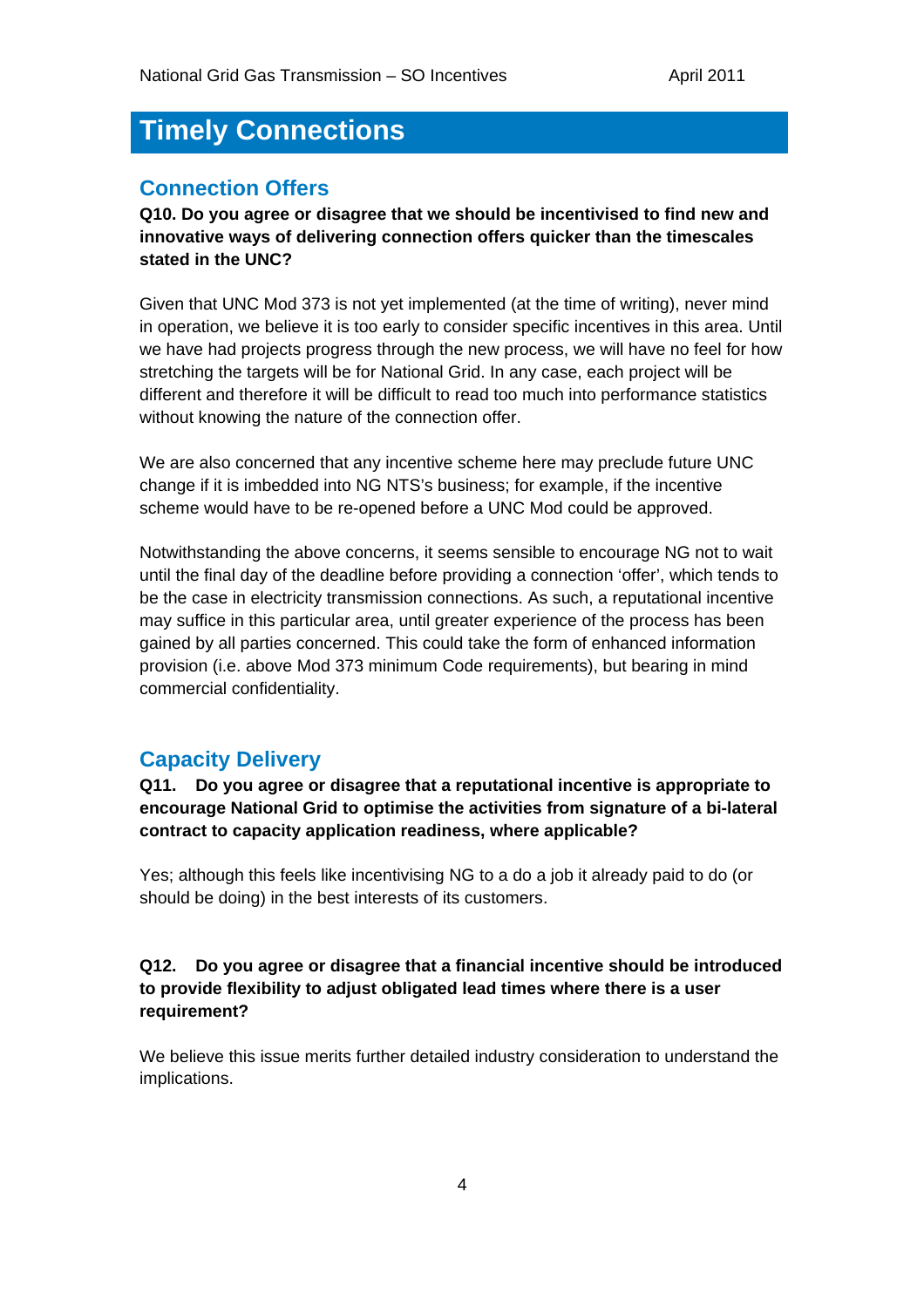# Timely Connections

## Connection Offers

**Q10. Do you agree or disagree that we should be incentivised to find new and innovative ways of delivering connection offers quicker than the timescales stated in the UNC?**

Given that UNC Mod 373 is not yet implemented (at the time of writing), never mind in operation, we believe it is too early to consider specific incentives in this area. Until we have had projects progress through the new process, we will have no feel for how stretching the targets will be for National Grid. In any case, each project will be different and therefore it will be difficult to read too much into performance statistics without knowing the nature of the connection offer.

We are also concerned that any incentive scheme here may preclude future UNC change if it is imbedded into NG NTS's business; for example, if the incentive scheme would have to be re-opened before a UNC Mod could be approved.

Notwithstanding the above concerns, it seems sensible to encourage NG not to wait until the final day of the deadline before providing a connection 'offer', which tends to be the case in electricity transmission connections. As such, a reputational incentive may suffice in this particular area, until greater experience of the process has been gained by all parties concerned. This could take the form of enhanced information provision (i.e. above Mod 373 minimum Code requirements), but bearing in mind commercial confidentiality.

## Capacity Delivery

**Q11. Do you agree or disagree that a reputational incentive is appropriate to encourage National Grid to optimise the activities from signature of a bi-lateral contract to capacity application readiness, where applicable?**

Yes; although this feels like incentivising NG to a do a job it already paid to do (or should be doing) in the best interests of its customers.

**Q12. Do you agree or disagree that a financial incentive should be introduced to provide flexibility to adjust obligated lead times where there is a user requirement?**

We believe this issue merits further detailed industry consideration to understand the implications.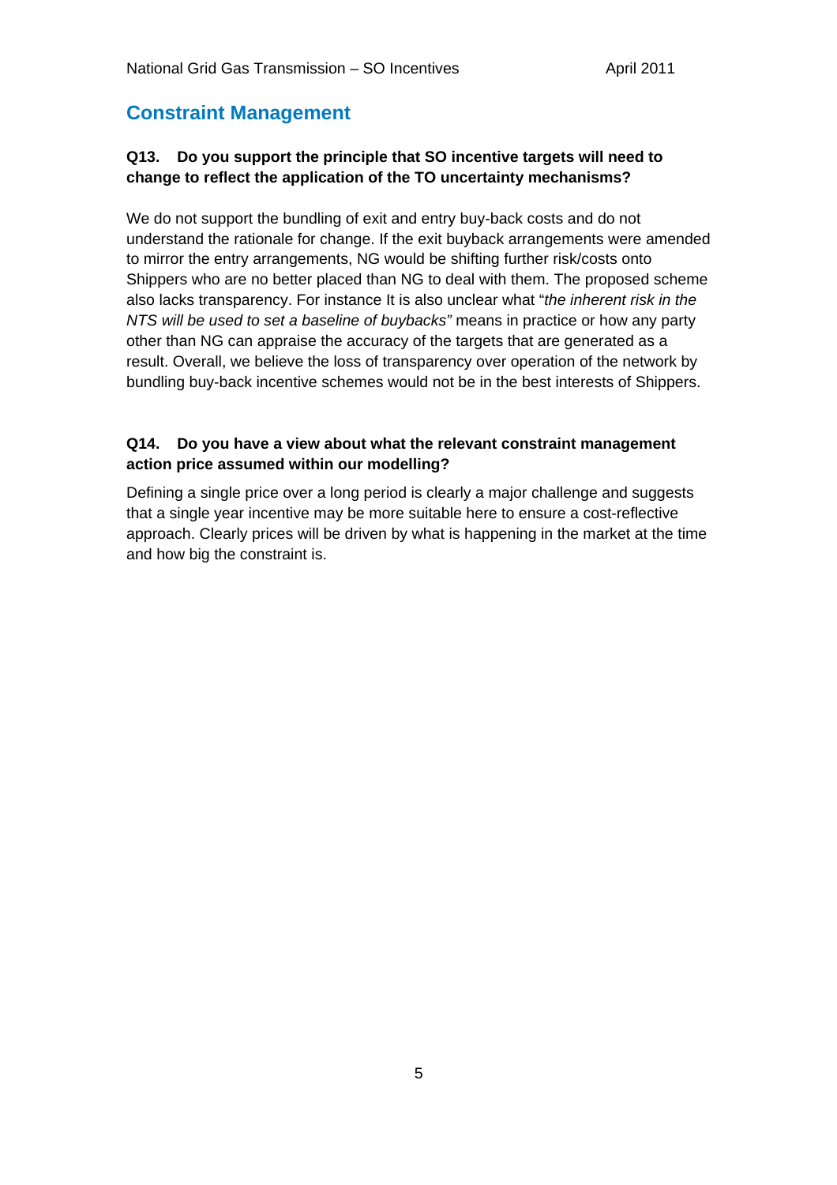## Constraint Management

**Q13. Do you support the principle that SO incentive targets will need to change to reflect the application of the TO uncertainty mechanisms?**

We do not support the bundling of exit and entry buy-back costs and do not understand the rationale for change. If the exit buyback arrangements were amended to mirror the entry arrangements, NG would be shifting further risk/costs onto Shippers who are no better placed than NG to deal with them. The proposed scheme also lacks transparency. For instance It is also unclear what "*the inherent risk in the NTS will be used to set a baseline of buybacks"* means in practice or how any party other than NG can appraise the accuracy of the targets that are generated as a result. Overall, we believe the loss of transparency over operation of the network by bundling buy-back incentive schemes would not be in the best interests of Shippers.

**Q14. Do you have a view about what the relevant constraint management action price assumed within our modelling?**

Defining a single price over a long period is clearly a major challenge and suggests that a single year incentive may be more suitable here to ensure a cost-reflective approach. Clearly prices will be driven by what is happening in the market at the time and how big the constraint is.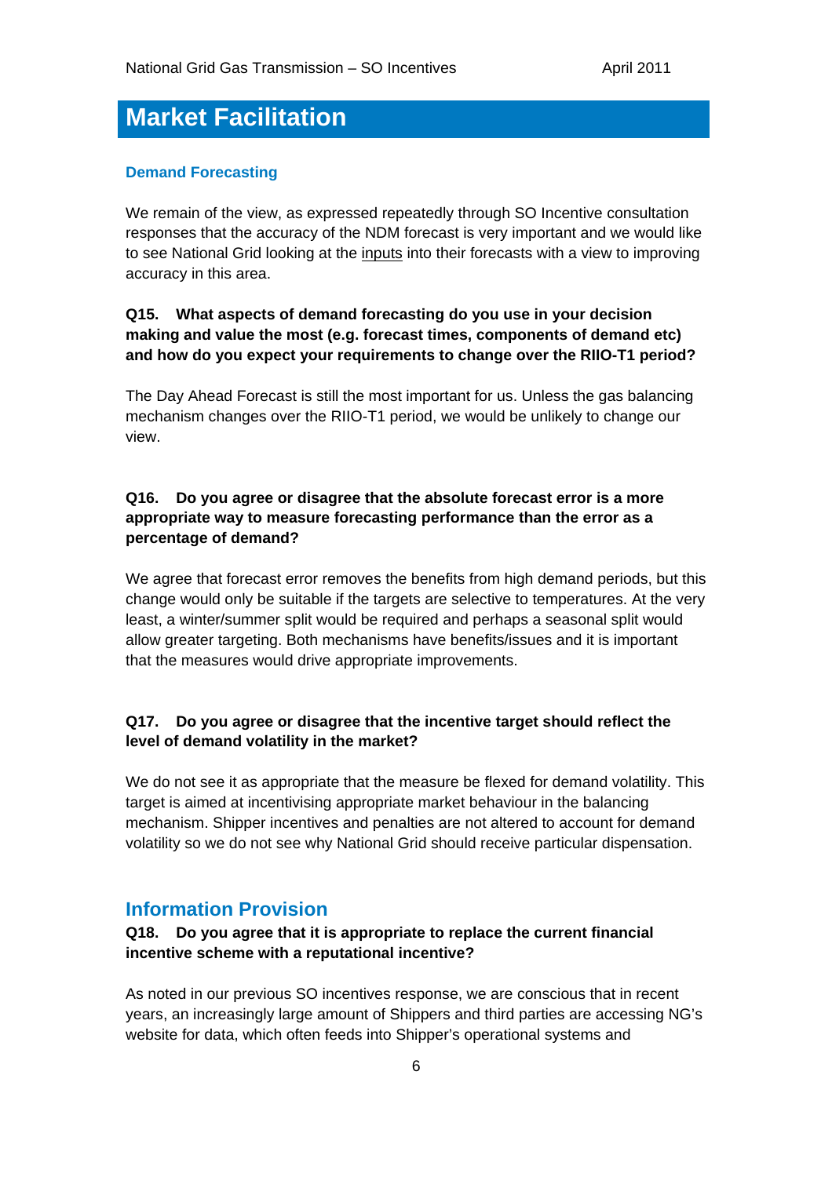# Market Facilitation

### Demand Forecasting

We remain of the view, as expressed repeatedly through SO Incentive consultation responses that the accuracy of the NDM forecast is very important and we would like to see National Grid looking at the <u>inputs</u> into their forecasts with a view to improving accuracy in this area.

**Q15. What aspects of demand forecasting do you use in your decision making and value the most (e.g. forecast times, components of demand etc) and how do you expect your requirements to change over the RIIO-T1 period?**

The Day Ahead Forecast is still the most important for us. Unless the gas balancing mechanism changes over the RIIO-T1 period, we would be unlikely to change our view.

**Q16. Do you agree or disagree that the absolute forecast error is a more appropriate way to measure forecasting performance than the error as a percentage of demand?**

We agree that forecast error removes the benefits from high demand periods, but this change would only be suitable if the targets are selective to temperatures. At the very least, a winter/summer split would be required and perhaps a seasonal split would allow greater targeting. Both mechanisms have benefits/issues and it is important that the measures would drive appropriate improvements.

**Q17. Do you agree or disagree that the incentive target should reflect the level of demand volatility in the market?**

We do not see it as appropriate that the measure be flexed for demand volatility. This target is aimed at incentivising appropriate market behaviour in the balancing mechanism. Shipper incentives and penalties are not altered to account for demand volatility so we do not see why National Grid should receive particular dispensation.

## Information Provision

**Q18. Do you agree that it is appropriate to replace the current financial incentive scheme with a reputational incentive?**

As noted in our previous SO incentives response, we are conscious that in recent years, an increasingly large amount of Shippers and third parties are accessing NG's website for data, which often feeds into Shipper's operational systems and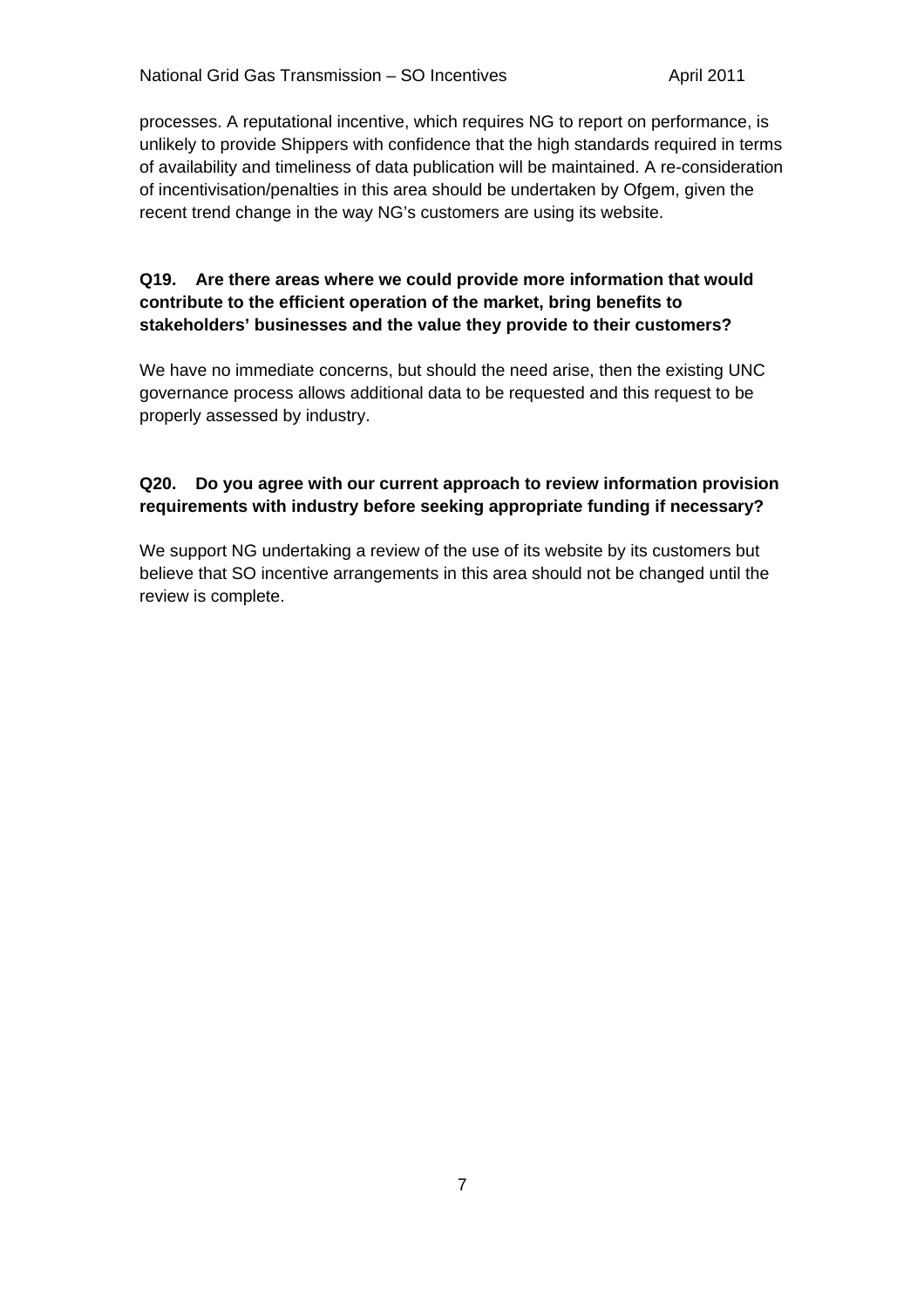processes. A reputational incentive, which requires NG to report on performance, is unlikely to provide Shippers with confidence that the high standards required in terms of availability and timeliness of data publication will be maintained. A re-consideration of incentivisation/penalties in this area should be undertaken by Ofgem, given the recent trend change in the way NG's customers are using its website.

**Q19. Are there areas where we could provide more information that would contribute to the efficient operation of the market, bring benefits to stakeholders' businesses and the value they provide to their customers?**

We have no immediate concerns, but should the need arise, then the existing UNC governance process allows additional data to be requested and this request to be properly assessed by industry.

**Q20. Do you agree with our current approach to review information provision requirements with industry before seeking appropriate funding if necessary?**

We support NG undertaking a review of the use of its website by its customers but believe that SO incentive arrangements in this area should not be changed until the review is complete.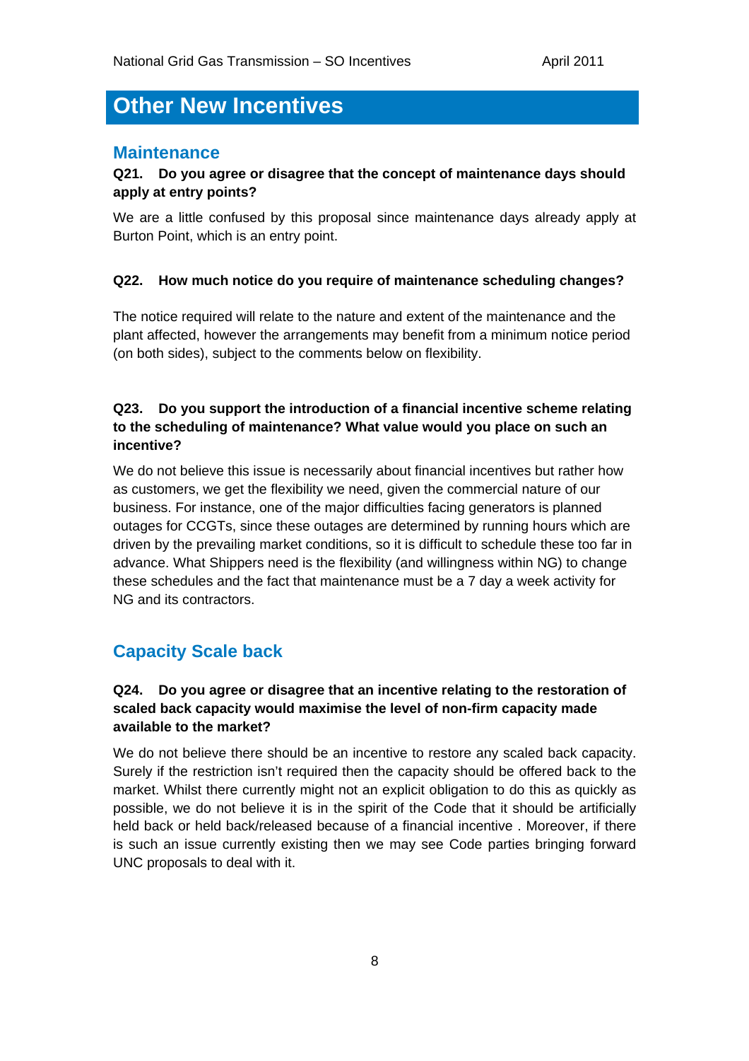# Other New Incentives

## Maintenance

**Q21. Do you agree or disagree that the concept of maintenance days should apply at entry points?**

We are a little confused by this proposal since maintenance days already apply at Burton Point, which is an entry point.

**Q22. How much notice do you require of maintenance scheduling changes?**

The notice required will relate to the nature and extent of the maintenance and the plant affected, however the arrangements may benefit from a minimum notice period (on both sides), subject to the comments below on flexibility.

**Q23. Do you support the introduction of a financial incentive scheme relating to the scheduling of maintenance? What value would you place on such an incentive?**

We do not believe this issue is necessarily about financial incentives but rather how as customers, we get the flexibility we need, given the commercial nature of our business. For instance, one of the major difficulties facing generators is planned outages for CCGTs, since these outages are determined by running hours which are driven by the prevailing market conditions, so it is difficult to schedule these too far in advance. What Shippers need is the flexibility (and willingness within NG) to change these schedules and the fact that maintenance must be a 7 day a week activity for NG and its contractors.

## Capacity Scale back

**Q24. Do you agree or disagree that an incentive relating to the restoration of scaled back capacity would maximise the level of non-firm capacity made available to the market?**

We do not believe there should be an incentive to restore any scaled back capacity. Surely if the restriction isn't required then the capacity should be offered back to the market. Whilst there currently might not an explicit obligation to do this as quickly as possible, we do not believe it is in the spirit of the Code that it should be artificially held back or held back/released because of a financial incentive . Moreover, if there is such an issue currently existing then we may see Code parties bringing forward UNC proposals to deal with it.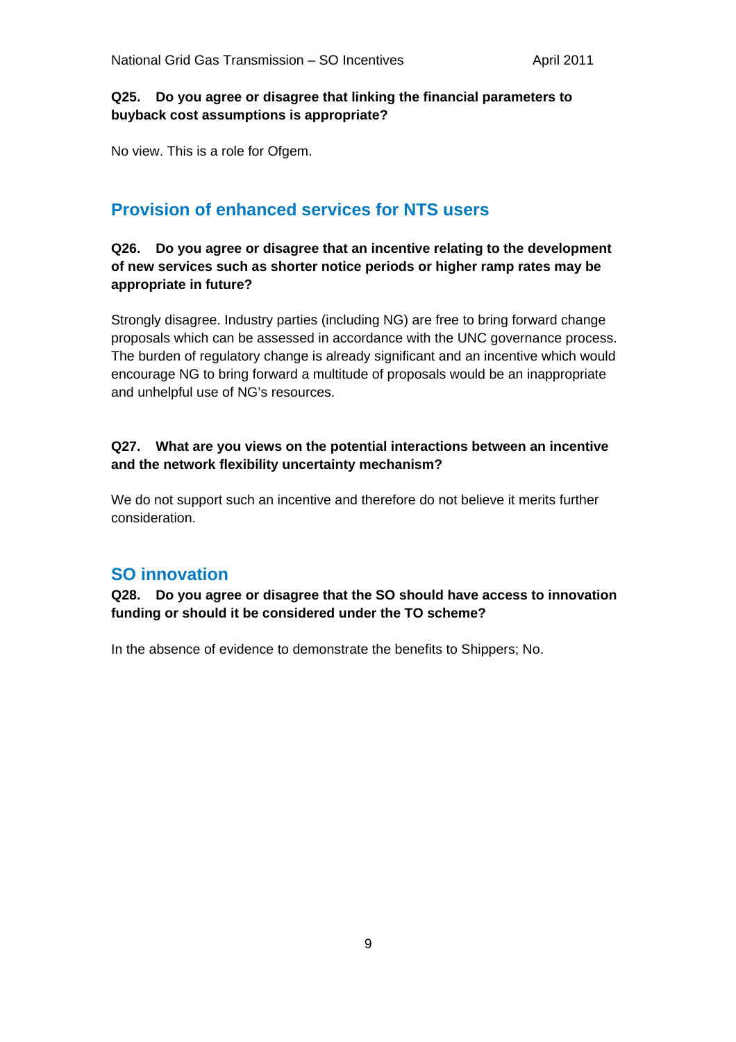**Q25. Do you agree or disagree that linking the financial parameters to buyback cost assumptions is appropriate?**

No view. This is a role for Ofgem.

## Provision of enhanced services for NTS users

**Q26. Do you agree or disagree that an incentive relating to the development of new services such as shorter notice periods or higher ramp rates may be appropriate in future?**

Strongly disagree. Industry parties (including NG) are free to bring forward change proposals which can be assessed in accordance with the UNC governance process. The burden of regulatory change is already significant and an incentive which would encourage NG to bring forward a multitude of proposals would be an inappropriate and unhelpful use of NG's resources.

**Q27. What are you views on the potential interactions between an incentive and the network flexibility uncertainty mechanism?**

We do not support such an incentive and therefore do not believe it merits further consideration.

## SO innovation

**Q28. Do you agree or disagree that the SO should have access to innovation funding or should it be considered under the TO scheme?**

In the absence of evidence to demonstrate the benefits to Shippers; No.